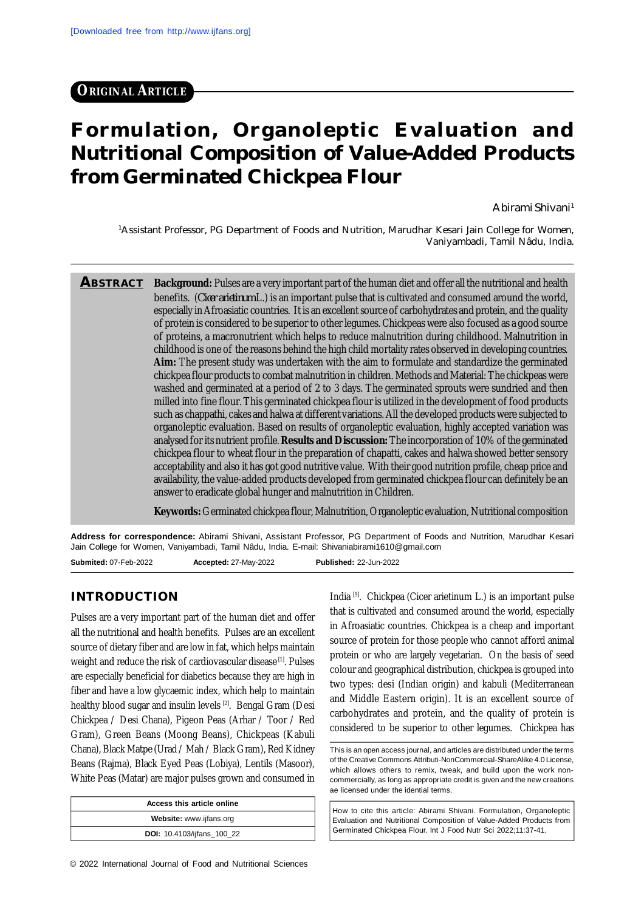[Downloaded free from http://www.ijfans.org]

**ORIGINAL ARTICLE**

# Formulation, Organoleptic Evaluation and Nutritional Composition of Value-Added Products from Germinated Chickpea Flour

Abirami Shivani[1]

[1]Assistant Professor, PG Department of Foods and Nutrition, Marudhar Kesari Jain College for Women, Vaniyambadi, Tamil Nâdu, India.

**ABSTRACT** **Background:** Pulses are a very important part of the human diet and offer all the nutritional and health benefits. (*Cicer arietinum* L.) is an important pulse that is cultivated and consumed around the world, especially in Afroasiatic countries. It is an excellent source of carbohydrates and protein, and the quality of protein is considered to be superior to other legumes. Chickpeas were also focused as a good source of proteins, a macronutrient which helps to reduce malnutrition during childhood. Malnutrition in childhood is one of the reasons behind the high child mortality rates observed in developing countries. **Aim:** The present study was undertaken with the aim to formulate and standardize the germinated chickpea flour products to combat malnutrition in children. Methods and Material: The chickpeas were washed and germinated at a period of 2 to 3 days. The germinated sprouts were sundried and then milled into fine flour. This germinated chickpea flour is utilized in the development of food products such as chappathi, cakes and halwa at different variations. All the developed products were subjected to organoleptic evaluation. Based on results of organoleptic evaluation, highly accepted variation was analysed for its nutrient profile. **Results and Discussion:** The incorporation of 10% of the germinated chickpea flour to wheat flour in the preparation of chapatti, cakes and halwa showed better sensory acceptability and also it has got good nutritive value. With their good nutrition profile, cheap price and availability, the value-added products developed from germinated chickpea flour can definitely be an answer to eradicate global hunger and malnutrition in Children.

**Keywords:** Germinated chickpea flour, Malnutrition, Organoleptic evaluation, Nutritional composition

**Address for correspondence:** Abirami Shivani, Assistant Professor, PG Department of Foods and Nutrition, Marudhar Kesari Jain College for Women, Vaniyambadi, Tamil Nadu, India. E-mail: Shivaniabirami1610@gmail.com

**Submited:** 07-Feb-2022 **Accepted:** 27-May-2022 **Published:** 22-Jun-2022

## INTRODUCTION

Pulses are a very important part of the human diet and offer all the nutritional and health benefits. Pulses are an excellent source of dietary fiber and are low in fat, which helps maintain weight and reduce the risk of cardiovascular disease [1]. Pulses are especially beneficial for diabetics because they are high in fiber and have a low glycaemic index, which help to maintain healthy blood sugar and insulin levels [2]. Bengal Gram (Desi Chickpea / Desi Chana), Pigeon Peas (Arhar / Toor / Red Gram), Green Beans (Moong Beans), Chickpeas (Kabuli Chana), Black Matpe (Urad / Mah / Black Gram), Red Kidney Beans (Rajma), Black Eyed Peas (Lobiya), Lentils (Masoor), White Peas (Matar) are major pulses grown and consumed in India [9]. Chickpea (Cicer arietinum L.) is an important pulse that is cultivated and consumed around the world, especially in Afroasiatic countries. Chickpea is a cheap and important source of protein for those people who cannot afford animal protein or who are largely vegetarian. On the basis of seed colour and geographical distribution, chickpea is grouped into two types: desi (Indian origin) and kabuli (Mediterranean and Middle Eastern origin). It is an excellent source of carbohydrates and protein, and the quality of protein is considered to be superior to other legumes. Chickpea has

| Access this article online |
|---|
| **Website:** www.ijfans.org |
| **DOI:** 10.4103/ijfans_100_22 |

This is an open access journal, and articles are distributed under the terms of the Creative Commons Attributi-NonCommercial-ShareAlike 4.0 License, which allows others to remix, tweak, and build upon the work non-commercially, as long as appropriate credit is given and the new creations ae licensed under the idential terms.

How to cite this article: Abirami Shivani. Formulation, Organoleptic Evaluation and Nutritional Composition of Value-Added Products from Germinated Chickpea Flour. Int J Food Nutr Sci 2022;11:37-41.

© 2022 International Journal of Food and Nutritional Sciences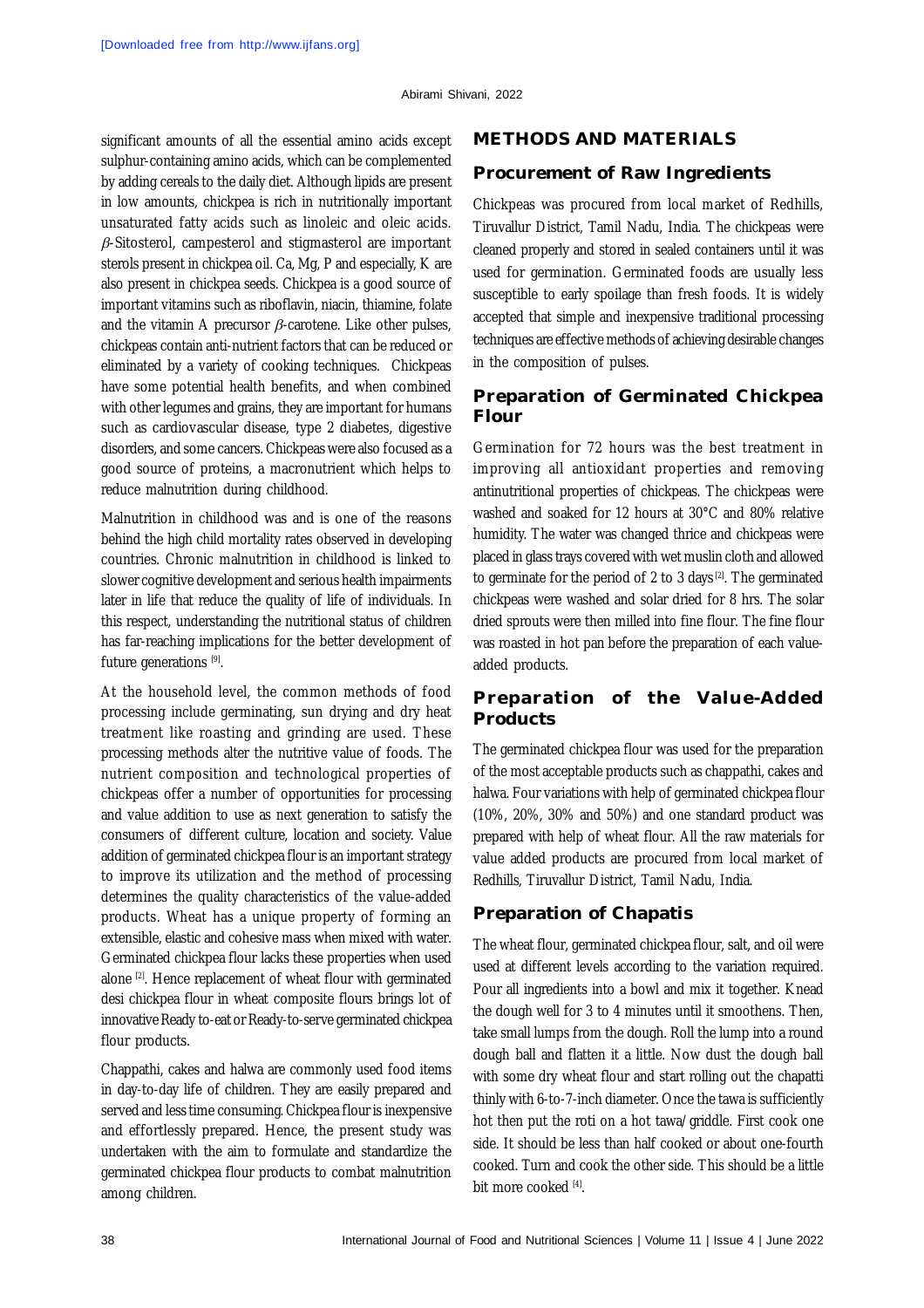significant amounts of all the essential amino acids except sulphur-containing amino acids, which can be complemented by adding cereals to the daily diet. Although lipids are present in low amounts, chickpea is rich in nutritionally important unsaturated fatty acids such as linoleic and oleic acids. $\beta$-Sitosterol, campesterol and stigmasterol are important sterols present in chickpea oil. Ca, Mg, P and especially, K are also present in chickpea seeds. Chickpea is a good source of important vitamins such as riboflavin, niacin, thiamine, folate and the vitamin A precursor $\beta$-carotene. Like other pulses, chickpeas contain anti-nutrient factors that can be reduced or eliminated by a variety of cooking techniques. Chickpeas have some potential health benefits, and when combined with other legumes and grains, they are important for humans such as cardiovascular disease, type 2 diabetes, digestive disorders, and some cancers. Chickpeas were also focused as a good source of proteins, a macronutrient which helps to reduce malnutrition during childhood.

Malnutrition in childhood was and is one of the reasons behind the high child mortality rates observed in developing countries. Chronic malnutrition in childhood is linked to slower cognitive development and serious health impairments later in life that reduce the quality of life of individuals. In this respect, understanding the nutritional status of children has far-reaching implications for the better development of future generations [9].

At the household level, the common methods of food processing include germinating, sun drying and dry heat treatment like roasting and grinding are used. These processing methods alter the nutritive value of foods. The nutrient composition and technological properties of chickpeas offer a number of opportunities for processing and value addition to use as next generation to satisfy the consumers of different culture, location and society. Value addition of germinated chickpea flour is an important strategy to improve its utilization and the method of processing determines the quality characteristics of the value-added products. Wheat has a unique property of forming an extensible, elastic and cohesive mass when mixed with water. Germinated chickpea flour lacks these properties when used alone [2]. Hence replacement of wheat flour with germinated desi chickpea flour in wheat composite flours brings lot of innovative Ready to-eat or Ready-to-serve germinated chickpea flour products.

Chappathi, cakes and halwa are commonly used food items in day-to-day life of children. They are easily prepared and served and less time consuming. Chickpea flour is inexpensive and effortlessly prepared. Hence, the present study was undertaken with the aim to formulate and standardize the germinated chickpea flour products to combat malnutrition among children.

## METHODS AND MATERIALS

### Procurement of Raw Ingredients

Chickpeas was procured from local market of Redhills, Tiruvallur District, Tamil Nadu, India. The chickpeas were cleaned properly and stored in sealed containers until it was used for germination. Germinated foods are usually less susceptible to early spoilage than fresh foods. It is widely accepted that simple and inexpensive traditional processing techniques are effective methods of achieving desirable changes in the composition of pulses.

### Preparation of Germinated Chickpea Flour

Germination for 72 hours was the best treatment in improving all antioxidant properties and removing antinutritional properties of chickpeas. The chickpeas were washed and soaked for 12 hours at 30°C and 80% relative humidity. The water was changed thrice and chickpeas were placed in glass trays covered with wet muslin cloth and allowed to germinate for the period of 2 to 3 days [2]. The germinated chickpeas were washed and solar dried for 8 hrs. The solar dried sprouts were then milled into fine flour. The fine flour was roasted in hot pan before the preparation of each value-added products.

### Preparation of the Value-Added Products

The germinated chickpea flour was used for the preparation of the most acceptable products such as chappathi, cakes and halwa. Four variations with help of germinated chickpea flour (10%, 20%, 30% and 50%) and one standard product was prepared with help of wheat flour. All the raw materials for value added products are procured from local market of Redhills, Tiruvallur District, Tamil Nadu, India.

### Preparation of Chapatis

The wheat flour, germinated chickpea flour, salt, and oil were used at different levels according to the variation required. Pour all ingredients into a bowl and mix it together. Knead the dough well for 3 to 4 minutes until it smoothens. Then, take small lumps from the dough. Roll the lump into a round dough ball and flatten it a little. Now dust the dough ball with some dry wheat flour and start rolling out the chapatti thinly with 6-to-7-inch diameter. Once the tawa is sufficiently hot then put the roti on a hot tawa/griddle. First cook one side. It should be less than half cooked or about one-fourth cooked. Turn and cook the other side. This should be a little bit more cooked [4].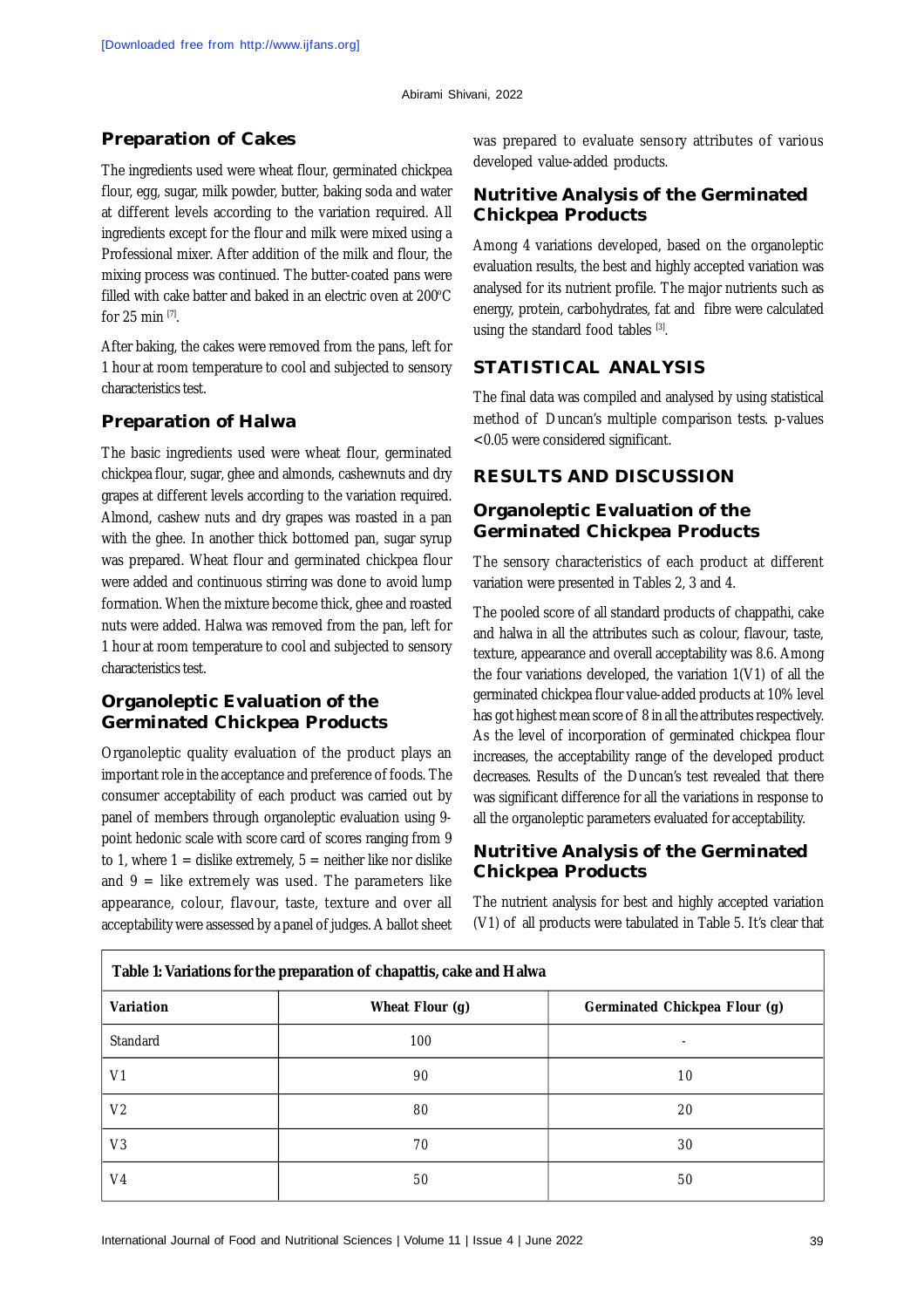## Preparation of Cakes

The ingredients used were wheat flour, germinated chickpea flour, egg, sugar, milk powder, butter, baking soda and water at different levels according to the variation required. All ingredients except for the flour and milk were mixed using a Professional mixer. After addition of the milk and flour, the mixing process was continued. The butter-coated pans were filled with cake batter and baked in an electric oven at 200°C for 25 min [7].

After baking, the cakes were removed from the pans, left for 1 hour at room temperature to cool and subjected to sensory characteristics test.

## Preparation of Halwa

The basic ingredients used were wheat flour, germinated chickpea flour, sugar, ghee and almonds, cashewnuts and dry grapes at different levels according to the variation required. Almond, cashew nuts and dry grapes was roasted in a pan with the ghee. In another thick bottomed pan, sugar syrup was prepared. Wheat flour and germinated chickpea flour were added and continuous stirring was done to avoid lump formation. When the mixture become thick, ghee and roasted nuts were added. Halwa was removed from the pan, left for 1 hour at room temperature to cool and subjected to sensory characteristics test.

## Organoleptic Evaluation of the Germinated Chickpea Products

Organoleptic quality evaluation of the product plays an important role in the acceptance and preference of foods. The consumer acceptability of each product was carried out by panel of members through organoleptic evaluation using 9-point hedonic scale with score card of scores ranging from 9 to 1, where 1 = dislike extremely, 5 = neither like nor dislike and 9 = like extremely was used. The parameters like appearance, colour, flavour, taste, texture and over all acceptability were assessed by a panel of judges. A ballot sheet was prepared to evaluate sensory attributes of various developed value-added products.

## Nutritive Analysis of the Germinated Chickpea Products

Among 4 variations developed, based on the organoleptic evaluation results, the best and highly accepted variation was analysed for its nutrient profile. The major nutrients such as energy, protein, carbohydrates, fat and fibre were calculated using the standard food tables [3].

# STATISTICAL ANALYSIS

The final data was compiled and analysed by using statistical method of Duncan's multiple comparison tests. p-values <0.05 were considered significant.

# RESULTS AND DISCUSSION

## Organoleptic Evaluation of the Germinated Chickpea Products

The sensory characteristics of each product at different variation were presented in Tables 2, 3 and 4.

The pooled score of all standard products of chappathi, cake and halwa in all the attributes such as colour, flavour, taste, texture, appearance and overall acceptability was 8.6. Among the four variations developed, the variation 1(V1) of all the germinated chickpea flour value-added products at 10% level has got highest mean score of 8 in all the attributes respectively. As the level of incorporation of germinated chickpea flour increases, the acceptability range of the developed product decreases. Results of the Duncan's test revealed that there was significant difference for all the variations in response to all the organoleptic parameters evaluated for acceptability.

## Nutritive Analysis of the Germinated Chickpea Products

The nutrient analysis for best and highly accepted variation (V1) of all products were tabulated in Table 5. It's clear that

**Table 1: Variations for the preparation of chapattis, cake and Halwa**

| Variation | Wheat Flour (g) | Germinated Chickpea Flour (g) |
|---|---|---|
| Standard | 100 | - |
| V1 | 90 | 10 |
| V2 | 80 | 20 |
| V3 | 70 | 30 |
| V4 | 50 | 50 |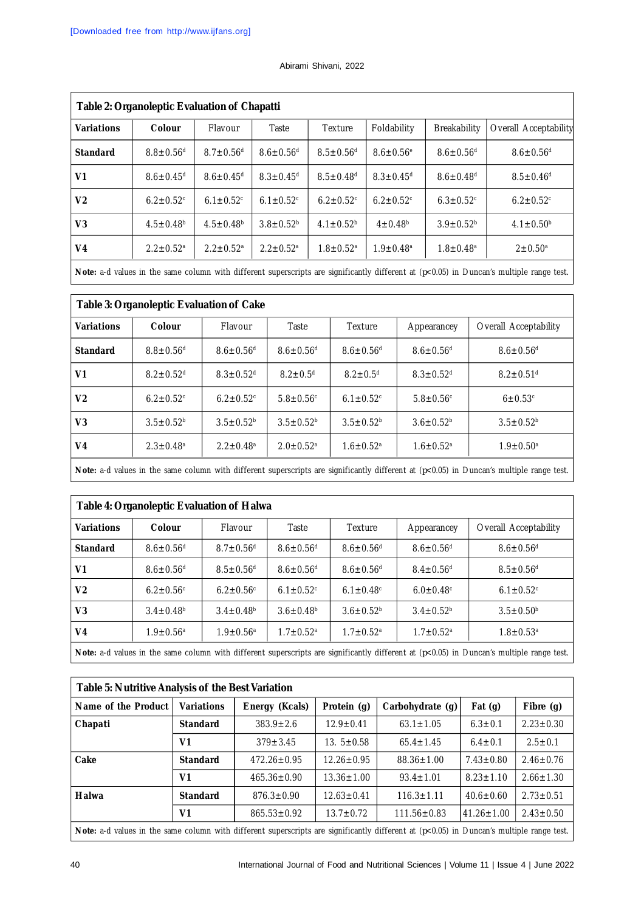**Table 2: Organoleptic Evaluation of Chapatti**

| Variations | Colour | Flavour | Taste | Texture | Foldability | Breakability | Overall Acceptability |
|---|---|---|---|---|---|---|---|
| **Standard** | $8.8\pm0.56^{d}$ | $8.7\pm0.56^{d}$ | $8.6\pm0.56^{d}$ | $8.5\pm0.56^{d}$ | $8.6\pm0.56^{e}$ | $8.6\pm0.56^{d}$ | $8.6\pm0.56^{d}$ |
| **V1** | $8.6\pm0.45^{d}$ | $8.6\pm0.45^{d}$ | $8.3\pm0.45^{d}$ | $8.5\pm0.48^{d}$ | $8.3\pm0.45^{d}$ | $8.6\pm0.48^{d}$ | $8.5\pm0.46^{d}$ |
| **V2** | $6.2\pm0.52^{c}$ | $6.1\pm0.52^{c}$ | $6.1\pm0.52^{c}$ | $6.2\pm0.52^{c}$ | $6.2\pm0.52^{c}$ | $6.3\pm0.52^{c}$ | $6.2\pm0.52^{c}$ |
| **V3** | $4.5\pm0.48^{b}$ | $4.5\pm0.48^{b}$ | $3.8\pm0.52^{b}$ | $4.1\pm0.52^{b}$ | $4\pm0.48^{b}$ | $3.9\pm0.52^{b}$ | $4.1\pm0.50^{b}$ |
| **V4** | $2.2\pm0.52^{a}$ | $2.2\pm0.52^{a}$ | $2.2\pm0.52^{a}$ | $1.8\pm0.52^{a}$ | $1.9\pm0.48^{a}$ | $1.8\pm0.48^{a}$ | $2\pm0.50^{a}$ |

**Note:** a-d values in the same column with different superscripts are significantly different at ($p<0.05$) in Duncan's multiple range test.

**Table 3: Organoleptic Evaluation of Cake**

| Variations | Colour | Flavour | Taste | Texture | Appearancey | Overall Acceptability |
|---|---|---|---|---|---|---|
| **Standard** | $8.8\pm0.56^{d}$ | $8.6\pm0.56^{d}$ | $8.6\pm0.56^{d}$ | $8.6\pm0.56^{d}$ | $8.6\pm0.56^{d}$ | $8.6\pm0.56^{d}$ |
| **V1** | $8.2\pm0.52^{d}$ | $8.3\pm0.52^{d}$ | $8.2\pm0.5^{d}$ | $8.2\pm0.5^{d}$ | $8.3\pm0.52^{d}$ | $8.2\pm0.51^{d}$ |
| **V2** | $6.2\pm0.52^{c}$ | $6.2\pm0.52^{c}$ | $5.8\pm0.56^{c}$ | $6.1\pm0.52^{c}$ | $5.8\pm0.56^{c}$ | $6\pm0.53^{c}$ |
| **V3** | $3.5\pm0.52^{b}$ | $3.5\pm0.52^{b}$ | $3.5\pm0.52^{b}$ | $3.5\pm0.52^{b}$ | $3.6\pm0.52^{b}$ | $3.5\pm0.52^{b}$ |
| **V4** | $2.3\pm0.48^{a}$ | $2.2\pm0.48^{a}$ | $2.0\pm0.52^{a}$ | $1.6\pm0.52^{a}$ | $1.6\pm0.52^{a}$ | $1.9\pm0.50^{a}$ |

**Note:** a-d values in the same column with different superscripts are significantly different at ($p<0.05$) in Duncan's multiple range test.

**Table 4: Organoleptic Evaluation of Halwa**

| Variations | Colour | Flavour | Taste | Texture | Appearancey | Overall Acceptability |
|---|---|---|---|---|---|---|
| **Standard** | $8.6\pm0.56^{d}$ | $8.7\pm0.56^{d}$ | $8.6\pm0.56^{d}$ | $8.6\pm0.56^{d}$ | $8.6\pm0.56^{d}$ | $8.6\pm0.56^{d}$ |
| **V1** | $8.6\pm0.56^{d}$ | $8.5\pm0.56^{d}$ | $8.6\pm0.56^{d}$ | $8.6\pm0.56^{d}$ | $8.4\pm0.56^{d}$ | $8.5\pm0.56^{d}$ |
| **V2** | $6.2\pm0.56^{c}$ | $6.2\pm0.56^{c}$ | $6.1\pm0.52^{c}$ | $6.1\pm0.48^{c}$ | $6.0\pm0.48^{c}$ | $6.1\pm0.52^{c}$ |
| **V3** | $3.4\pm0.48^{b}$ | $3.4\pm0.48^{b}$ | $3.6\pm0.48^{b}$ | $3.6\pm0.52^{b}$ | $3.4\pm0.52^{b}$ | $3.5\pm0.50^{b}$ |
| **V4** | $1.9\pm0.56^{a}$ | $1.9\pm0.56^{a}$ | $1.7\pm0.52^{a}$ | $1.7\pm0.52^{a}$ | $1.7\pm0.52^{a}$ | $1.8\pm0.53^{a}$ |

**Note:** a-d values in the same column with different superscripts are significantly different at ($p<0.05$) in Duncan's multiple range test.

**Table 5: Nutritive Analysis of the Best Variation**

| Name of the Product | Variations | Energy (Kcals) | Protein (g) | Carbohydrate (g) | Fat (g) | Fibre (g) |
|---|---|---|---|---|---|---|
| **Chapati** | **Standard** | $383.9\pm2.6$ | $12.9\pm0.41$ | $63.1\pm1.05$ | $6.3\pm0.1$ | $2.23\pm0.30$ |
| | **V1** | $379\pm3.45$ | $13.5\pm0.58$ | $65.4\pm1.45$ | $6.4\pm0.1$ | $2.5\pm0.1$ |
| **Cake** | **Standard** | $472.26\pm0.95$ | $12.26\pm0.95$ | $88.36\pm1.00$ | $7.43\pm0.80$ | $2.46\pm0.76$ |
| | **V1** | $465.36\pm0.90$ | $13.36\pm1.00$ | $93.4\pm1.01$ | $8.23\pm1.10$ | $2.66\pm1.30$ |
| **Halwa** | **Standard** | $876.3\pm0.90$ | $12.63\pm0.41$ | $116.3\pm1.11$ | $40.6\pm0.60$ | $2.73\pm0.51$ |
| | **V1** | $865.53\pm0.92$ | $13.7\pm0.72$ | $111.56\pm0.83$ | $41.26\pm1.00$ | $2.43\pm0.50$ |

**Note:** a-d values in the same column with different superscripts are significantly different at ($p<0.05$) in Duncan's multiple range test.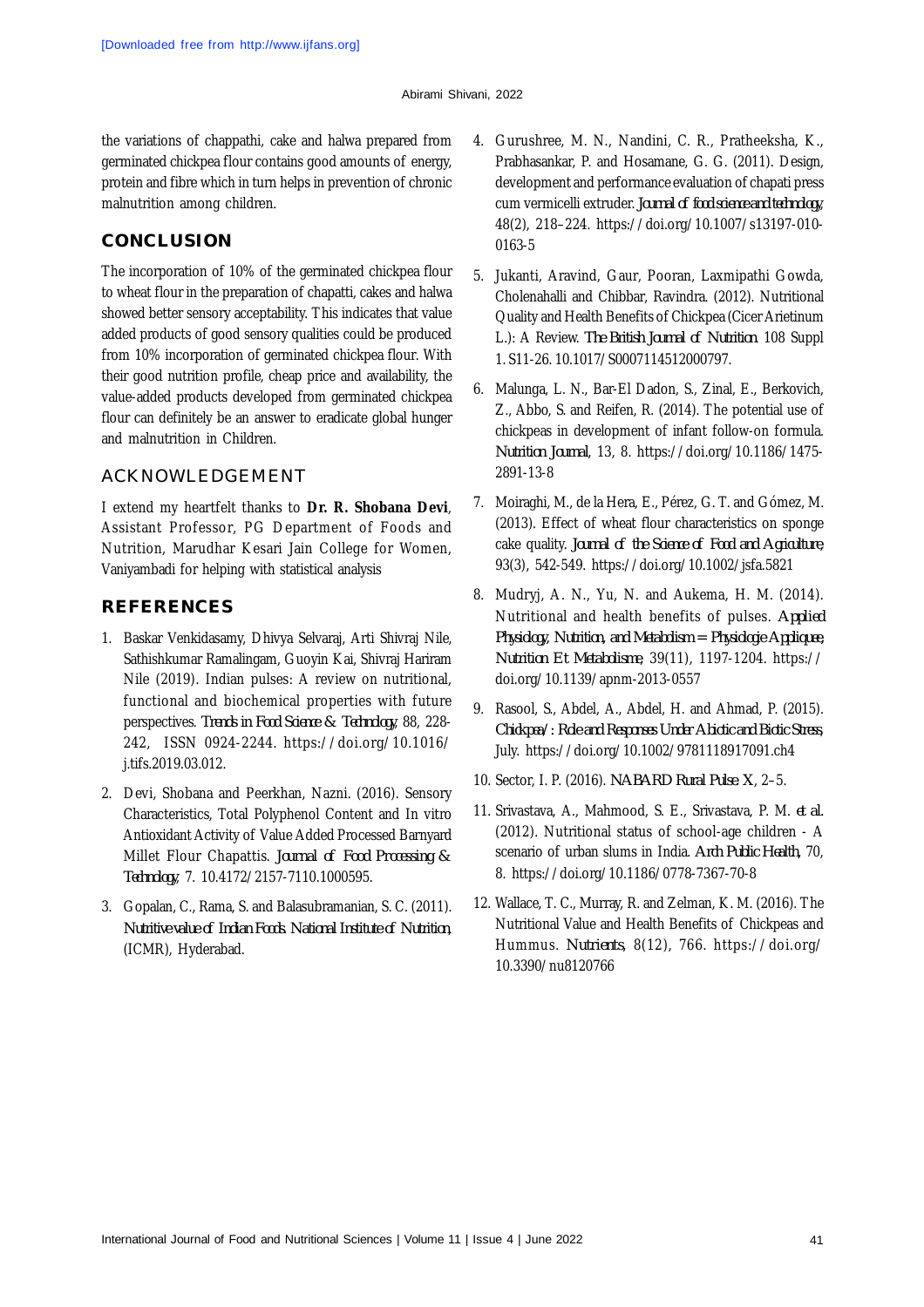the variations of chappathi, cake and halwa prepared from germinated chickpea flour contains good amounts of energy, protein and fibre which in turn helps in prevention of chronic malnutrition among children.

## CONCLUSION

The incorporation of 10% of the germinated chickpea flour to wheat flour in the preparation of chapatti, cakes and halwa showed better sensory acceptability. This indicates that value added products of good sensory qualities could be produced from 10% incorporation of germinated chickpea flour. With their good nutrition profile, cheap price and availability, the value-added products developed from germinated chickpea flour can definitely be an answer to eradicate global hunger and malnutrition in Children.

## ACKNOWLEDGEMENT

I extend my heartfelt thanks to **Dr. R. Shobana Devi**, Assistant Professor, PG Department of Foods and Nutrition, Marudhar Kesari Jain College for Women, Vaniyambadi for helping with statistical analysis

## REFERENCES

1. Baskar Venkidasamy, Dhivya Selvaraj, Arti Shivraj Nile, Sathishkumar Ramalingam, Guoyin Kai, Shivraj Hariram Nile (2019). Indian pulses: A review on nutritional, functional and biochemical properties with future perspectives. *Trends in Food Science & Technology*, 88, 228-242, ISSN 0924-2244. https://doi.org/10.1016/j.tifs.2019.03.012.
2. Devi, Shobana and Peerkhan, Nazni. (2016). Sensory Characteristics, Total Polyphenol Content and In vitro Antioxidant Activity of Value Added Processed Barnyard Millet Flour Chapattis. *Journal of Food Processing & Technology*, 7. 10.4172/2157-7110.1000595.
3. Gopalan, C., Rama, S. and Balasubramanian, S. C. (2011). *Nutritive value of Indian Foods. National Institute of Nutrition*, (ICMR), Hyderabad.
4. Gurushree, M. N., Nandini, C. R., Pratheeksha, K., Prabhasankar, P. and Hosamane, G. G. (2011). Design, development and performance evaluation of chapati press cum vermicelli extruder. *Journal of food science and technology*, 48(2), 218–224. https://doi.org/10.1007/s13197-010-0163-5
5. Jukanti, Aravind, Gaur, Pooran, Laxmipathi Gowda, Cholenahalli and Chibbar, Ravindra. (2012). Nutritional Quality and Health Benefits of Chickpea (Cicer Arietinum L.): A Review. *The British Journal of Nutrition*. 108 Suppl 1. S11-26. 10.1017/S0007114512000797.
6. Malunga, L. N., Bar-El Dadon, S., Zinal, E., Berkovich, Z., Abbo, S. and Reifen, R. (2014). The potential use of chickpeas in development of infant follow-on formula. *Nutrition Journal*, 13, 8. https://doi.org/10.1186/1475-2891-13-8
7. Moiraghi, M., de la Hera, E., Pérez, G. T. and Gómez, M. (2013). Effect of wheat flour characteristics on sponge cake quality. *Journal of the Science of Food and Agriculture*, 93(3), 542-549. https://doi.org/10.1002/jsfa.5821
8. Mudryj, A. N., Yu, N. and Aukema, H. M. (2014). Nutritional and health benefits of pulses. *Applied Physiology, Nutrition, and Metabolism = Physiologie Appliquee, Nutrition Et Metabolisme*, 39(11), 1197-1204. https://doi.org/10.1139/apnm-2013-0557
9. Rasool, S., Abdel, A., Abdel, H. and Ahmad, P. (2015). *Chickpea/: Role and Responses Under Abiotic and Biotic Stress*, July. https://doi.org/10.1002/9781118917091.ch4
10. Sector, I. P. (2016). *NABARD Rural Pulse*. X, 2–5.
11. Srivastava, A., Mahmood, S. E., Srivastava, P. M. *et al.* (2012). Nutritional status of school-age children - A scenario of urban slums in India. *Arch Public Health*, 70, 8. https://doi.org/10.1186/0778-7367-70-8
12. Wallace, T. C., Murray, R. and Zelman, K. M. (2016). The Nutritional Value and Health Benefits of Chickpeas and Hummus. *Nutrients*, 8(12), 766. https://doi.org/10.3390/nu8120766